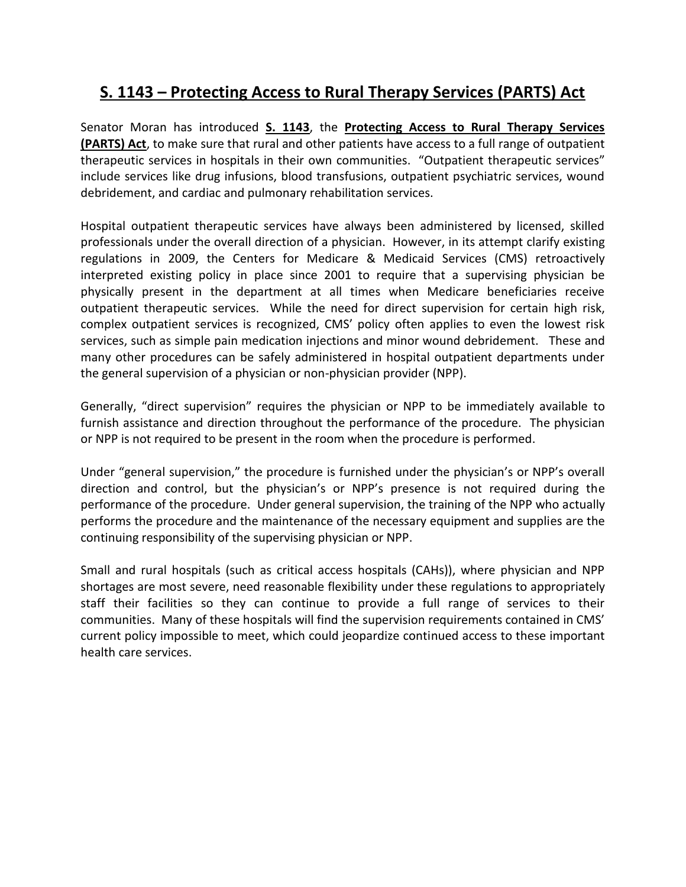# S. 1143 – Protecting Access to Rural Therapy Services (PARTS) Act

Senator Moran has introduced **S. 1143**, the **Protecting Access to Rural Therapy Services (PARTS) Act**, to make sure that rural and other patients have access to a full range of outpatient therapeutic services in hospitals in their own communities. "Outpatient therapeutic services" include services like drug infusions, blood transfusions, outpatient psychiatric services, wound debridement, and cardiac and pulmonary rehabilitation services.

Hospital outpatient therapeutic services have always been administered by licensed, skilled professionals under the overall direction of a physician. However, in its attempt clarify existing regulations in 2009, the Centers for Medicare & Medicaid Services (CMS) retroactively interpreted existing policy in place since 2001 to require that a supervising physician be physically present in the department at all times when Medicare beneficiaries receive outpatient therapeutic services. While the need for direct supervision for certain high risk, complex outpatient services is recognized, CMS' policy often applies to even the lowest risk services, such as simple pain medication injections and minor wound debridement. These and many other procedures can be safely administered in hospital outpatient departments under the general supervision of a physician or non-physician provider (NPP).

Generally, "direct supervision" requires the physician or NPP to be immediately available to furnish assistance and direction throughout the performance of the procedure. The physician or NPP is not required to be present in the room when the procedure is performed.

Under "general supervision," the procedure is furnished under the physician's or NPP's overall direction and control, but the physician's or NPP's presence is not required during the performance of the procedure. Under general supervision, the training of the NPP who actually performs the procedure and the maintenance of the necessary equipment and supplies are the continuing responsibility of the supervising physician or NPP.

Small and rural hospitals (such as critical access hospitals (CAHs)), where physician and NPP shortages are most severe, need reasonable flexibility under these regulations to appropriately staff their facilities so they can continue to provide a full range of services to their communities. Many of these hospitals will find the supervision requirements contained in CMS' current policy impossible to meet, which could jeopardize continued access to these important health care services.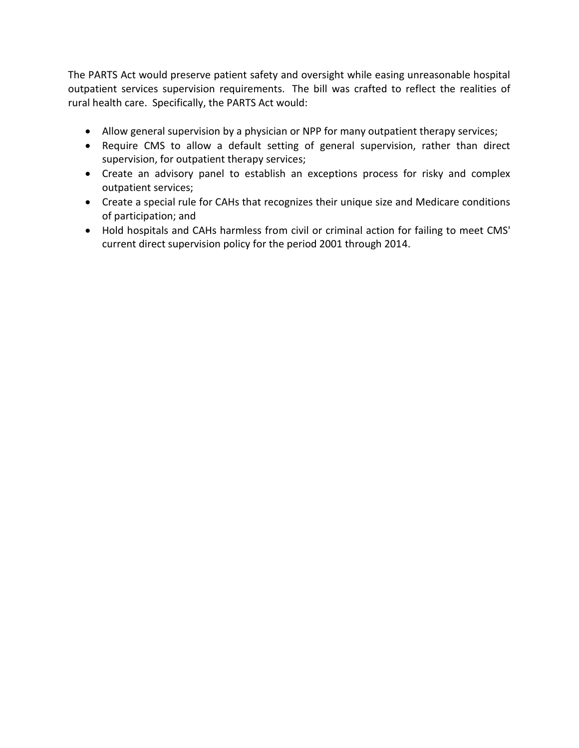The PARTS Act would preserve patient safety and oversight while easing unreasonable hospital outpatient services supervision requirements. The bill was crafted to reflect the realities of rural health care. Specifically, the PARTS Act would:

- Allow general supervision by a physician or NPP for many outpatient therapy services;
- Require CMS to allow a default setting of general supervision, rather than direct supervision, for outpatient therapy services;
- Create an advisory panel to establish an exceptions process for risky and complex outpatient services;
- Create a special rule for CAHs that recognizes their unique size and Medicare conditions of participation; and
- Hold hospitals and CAHs harmless from civil or criminal action for failing to meet CMS' current direct supervision policy for the period 2001 through 2014.